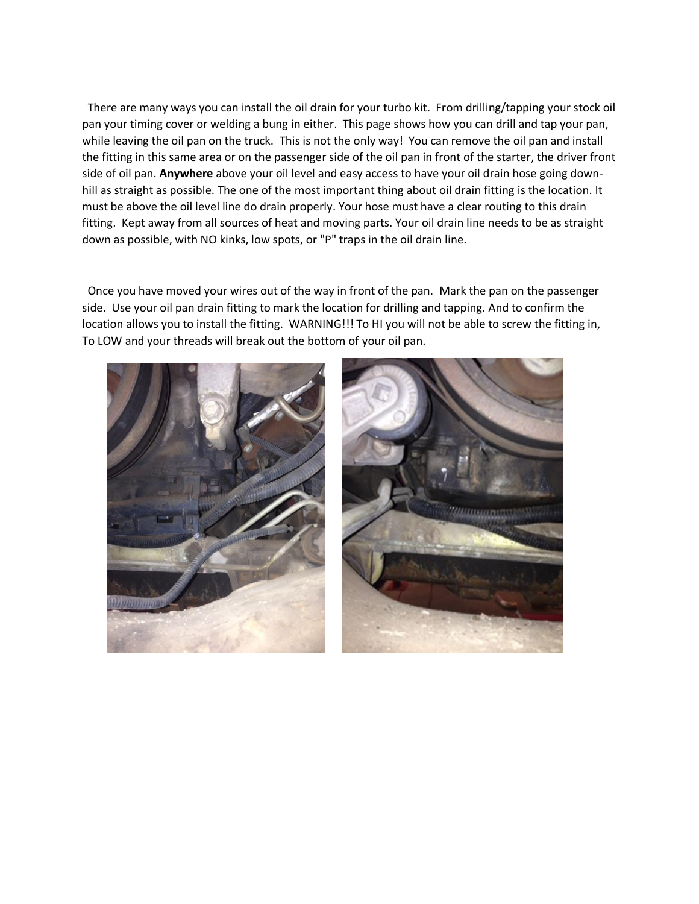There are many ways you can install the oil drain for your turbo kit. From drilling/tapping your stock oil pan your timing cover or welding a bung in either. This page shows how you can drill and tap your pan, while leaving the oil pan on the truck. This is not the only way! You can remove the oil pan and install the fitting in this same area or on the passenger side of the oil pan in front of the starter, the driver front side of oil pan. **Anywhere** above your oil level and easy access to have your oil drain hose going down-hill as straight as possible. The one of the most important thing about oil drain fitting is the location. It must be above the oil level line do drain properly. Your hose must have a clear routing to this drain fitting. Kept away from all sources of heat and moving parts. Your oil drain line needs to be as straight down as possible, with NO kinks, low spots, or "P" traps in the oil drain line.

Once you have moved your wires out of the way in front of the pan. Mark the pan on the passenger side. Use your oil pan drain fitting to mark the location for drilling and tapping. And to confirm the location allows you to install the fitting. WARNING!!! To HI you will not be able to screw the fitting in, To LOW and your threads will break out the bottom of your oil pan.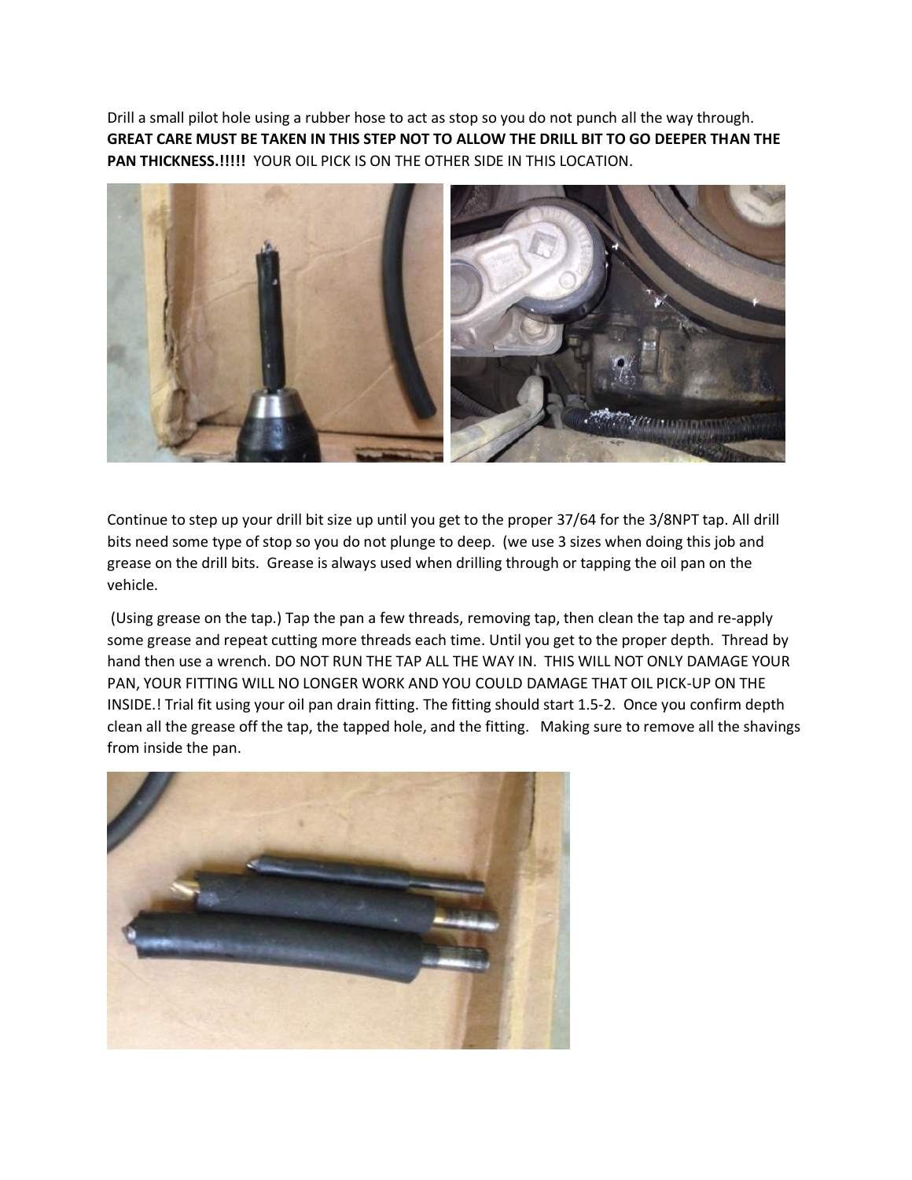Drill a small pilot hole using a rubber hose to act as stop so you do not punch all the way through. **GREAT CARE MUST BE TAKEN IN THIS STEP NOT TO ALLOW THE DRILL BIT TO GO DEEPER THAN THE PAN THICKNESS.!!!!!** YOUR OIL PICK IS ON THE OTHER SIDE IN THIS LOCATION.

Continue to step up your drill bit size up until you get to the proper 37/64 for the 3/8NPT tap. All drill bits need some type of stop so you do not plunge to deep. (we use 3 sizes when doing this job and grease on the drill bits. Grease is always used when drilling through or tapping the oil pan on the vehicle.

(Using grease on the tap.) Tap the pan a few threads, removing tap, then clean the tap and re-apply some grease and repeat cutting more threads each time. Until you get to the proper depth. Thread by hand then use a wrench. DO NOT RUN THE TAP ALL THE WAY IN. THIS WILL NOT ONLY DAMAGE YOUR PAN, YOUR FITTING WILL NO LONGER WORK AND YOU COULD DAMAGE THAT OIL PICK-UP ON THE INSIDE.! Trial fit using your oil pan drain fitting. The fitting should start 1.5-2. Once you confirm depth clean all the grease off the tap, the tapped hole, and the fitting. Making sure to remove all the shavings from inside the pan.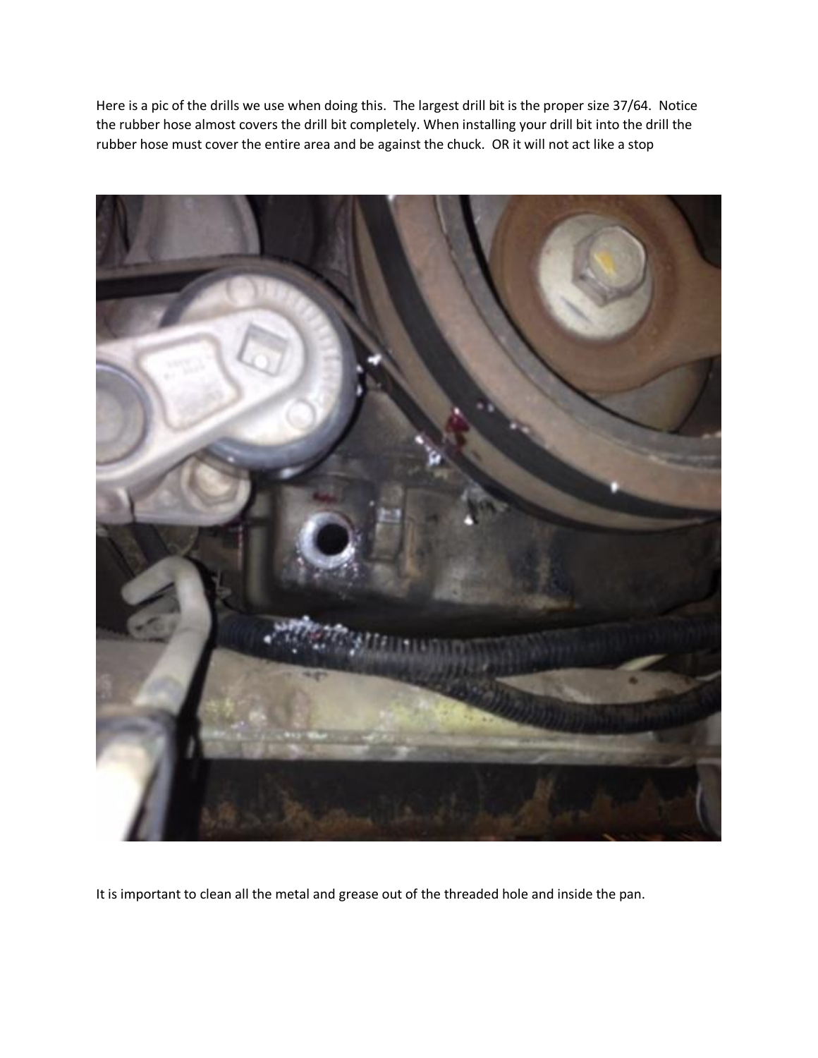Here is a pic of the drills we use when doing this. The largest drill bit is the proper size 37/64. Notice the rubber hose almost covers the drill bit completely. When installing your drill bit into the drill the rubber hose must cover the entire area and be against the chuck. OR it will not act like a stop

It is important to clean all the metal and grease out of the threaded hole and inside the pan.